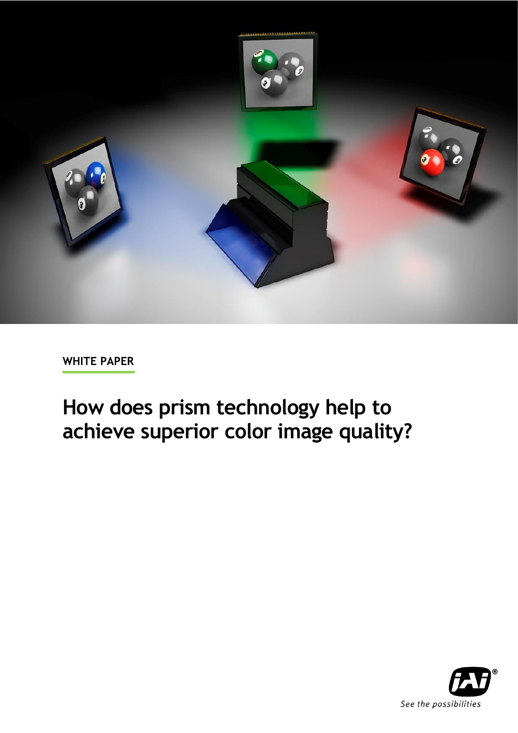WHITE PAPER

# How does prism technology help to achieve superior color image quality?

See the possibilities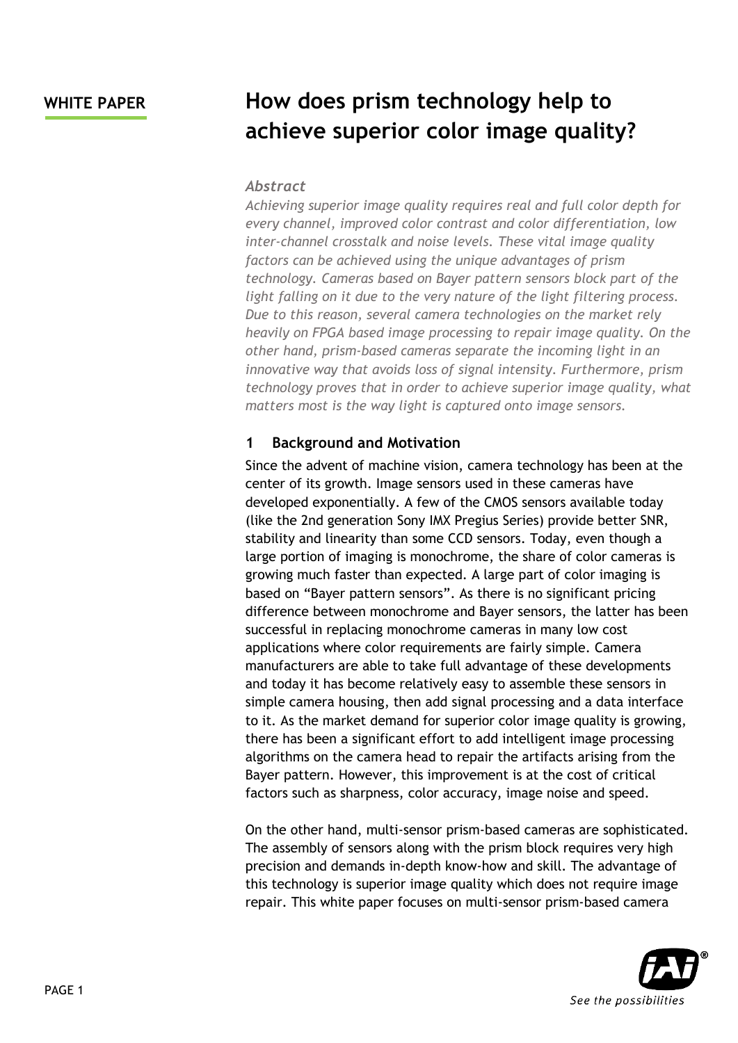WHITE PAPER

# How does prism technology help to achieve superior color image quality?

### *Abstract*

*Achieving superior image quality requires real and full color depth for every channel, improved color contrast and color differentiation, low inter-channel crosstalk and noise levels. These vital image quality factors can be achieved using the unique advantages of prism technology. Cameras based on Bayer pattern sensors block part of the light falling on it due to the very nature of the light filtering process. Due to this reason, several camera technologies on the market rely heavily on FPGA based image processing to repair image quality. On the other hand, prism-based cameras separate the incoming light in an innovative way that avoids loss of signal intensity. Furthermore, prism technology proves that in order to achieve superior image quality, what matters most is the way light is captured onto image sensors.*

## 1 Background and Motivation

Since the advent of machine vision, camera technology has been at the center of its growth. Image sensors used in these cameras have developed exponentially. A few of the CMOS sensors available today (like the 2nd generation Sony IMX Pregius Series) provide better SNR, stability and linearity than some CCD sensors. Today, even though a large portion of imaging is monochrome, the share of color cameras is growing much faster than expected. A large part of color imaging is based on "Bayer pattern sensors". As there is no significant pricing difference between monochrome and Bayer sensors, the latter has been successful in replacing monochrome cameras in many low cost applications where color requirements are fairly simple. Camera manufacturers are able to take full advantage of these developments and today it has become relatively easy to assemble these sensors in simple camera housing, then add signal processing and a data interface to it. As the market demand for superior color image quality is growing, there has been a significant effort to add intelligent image processing algorithms on the camera head to repair the artifacts arising from the Bayer pattern. However, this improvement is at the cost of critical factors such as sharpness, color accuracy, image noise and speed.

On the other hand, multi-sensor prism-based cameras are sophisticated. The assembly of sensors along with the prism block requires very high precision and demands in-depth know-how and skill. The advantage of this technology is superior image quality which does not require image repair. This white paper focuses on multi-sensor prism-based camera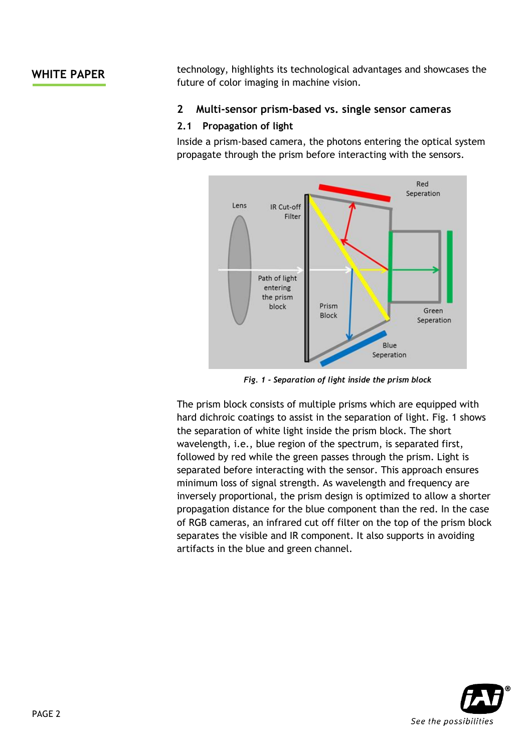technology, highlights its technological advantages and showcases the future of color imaging in machine vision.

## 2 Multi-sensor prism-based vs. single sensor cameras

### 2.1 Propagation of light

Inside a prism-based camera, the photons entering the optical system propagate through the prism before interacting with the sensors.

*Fig. 1 - Separation of light inside the prism block*

The prism block consists of multiple prisms which are equipped with hard dichroic coatings to assist in the separation of light. Fig. 1 shows the separation of white light inside the prism block. The short wavelength, i.e., blue region of the spectrum, is separated first, followed by red while the green passes through the prism. Light is separated before interacting with the sensor. This approach ensures minimum loss of signal strength. As wavelength and frequency are inversely proportional, the prism design is optimized to allow a shorter propagation distance for the blue component than the red. In the case of RGB cameras, an infrared cut off filter on the top of the prism block separates the visible and IR component. It also supports in avoiding artifacts in the blue and green channel.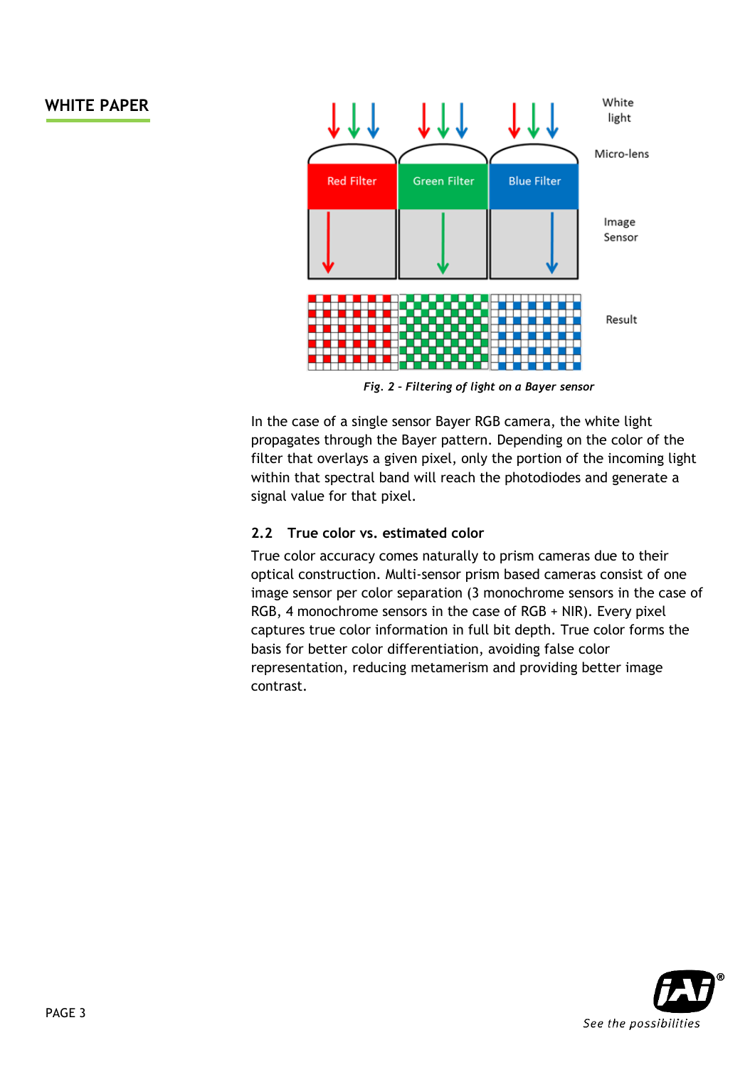Fig. 2 – Filtering of light on a Bayer sensor

In the case of a single sensor Bayer RGB camera, the white light propagates through the Bayer pattern. Depending on the color of the filter that overlays a given pixel, only the portion of the incoming light within that spectral band will reach the photodiodes and generate a signal value for that pixel.

### 2.2 True color vs. estimated color

True color accuracy comes naturally to prism cameras due to their optical construction. Multi-sensor prism based cameras consist of one image sensor per color separation (3 monochrome sensors in the case of RGB, 4 monochrome sensors in the case of RGB + NIR). Every pixel captures true color information in full bit depth. True color forms the basis for better color differentiation, avoiding false color representation, reducing metamerism and providing better image contrast.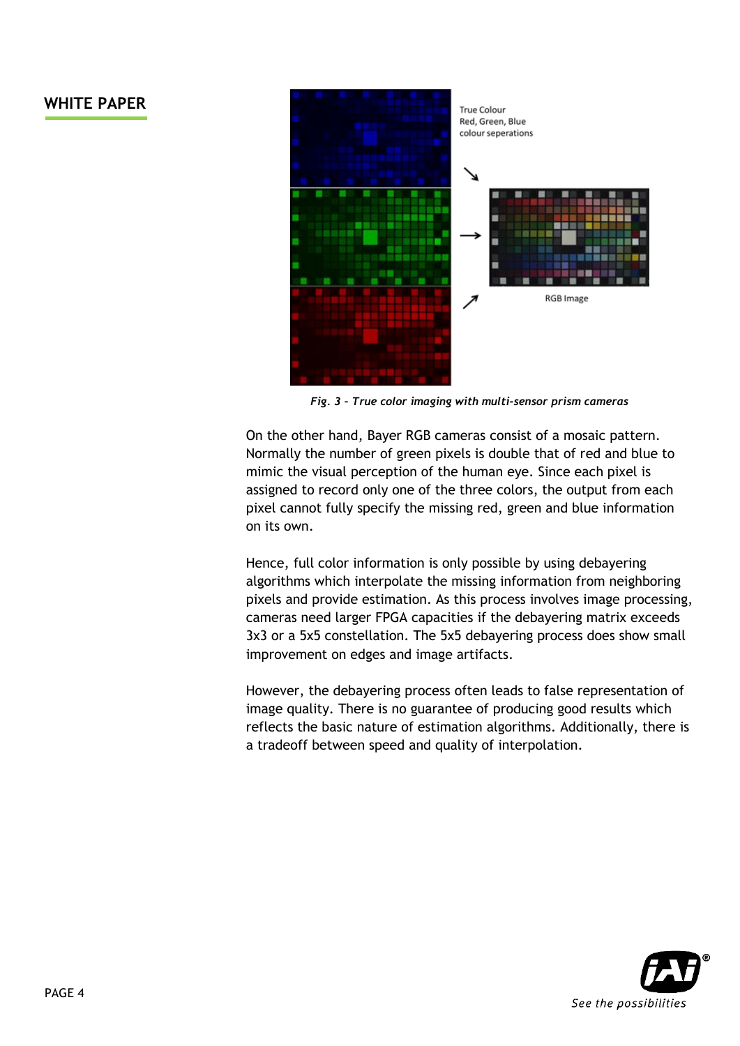*Fig. 3 – True color imaging with multi-sensor prism cameras*

On the other hand, Bayer RGB cameras consist of a mosaic pattern. Normally the number of green pixels is double that of red and blue to mimic the visual perception of the human eye. Since each pixel is assigned to record only one of the three colors, the output from each pixel cannot fully specify the missing red, green and blue information on its own.

Hence, full color information is only possible by using debayering algorithms which interpolate the missing information from neighboring pixels and provide estimation. As this process involves image processing, cameras need larger FPGA capacities if the debayering matrix exceeds 3x3 or a 5x5 constellation. The 5x5 debayering process does show small improvement on edges and image artifacts.

However, the debayering process often leads to false representation of image quality. There is no guarantee of producing good results which reflects the basic nature of estimation algorithms. Additionally, there is a tradeoff between speed and quality of interpolation.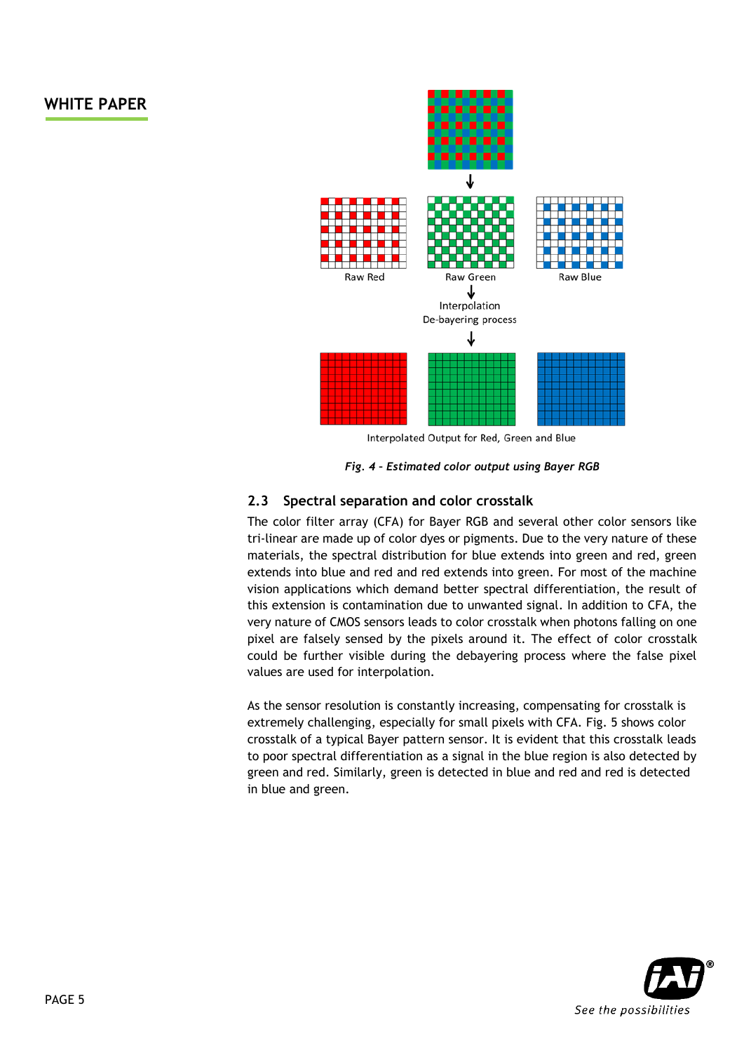Raw Red

Raw Green

Raw Blue

Interpolation
De-bayering process

Interpolated Output for Red, Green and Blue

*Fig. 4 – Estimated color output using Bayer RGB*

## 2.3 Spectral separation and color crosstalk

The color filter array (CFA) for Bayer RGB and several other color sensors like tri-linear are made up of color dyes or pigments. Due to the very nature of these materials, the spectral distribution for blue extends into green and red, green extends into blue and red and red extends into green. For most of the machine vision applications which demand better spectral differentiation, the result of this extension is contamination due to unwanted signal. In addition to CFA, the very nature of CMOS sensors leads to color crosstalk when photons falling on one pixel are falsely sensed by the pixels around it. The effect of color crosstalk could be further visible during the debayering process where the false pixel values are used for interpolation.

As the sensor resolution is constantly increasing, compensating for crosstalk is extremely challenging, especially for small pixels with CFA. Fig. 5 shows color crosstalk of a typical Bayer pattern sensor. It is evident that this crosstalk leads to poor spectral differentiation as a signal in the blue region is also detected by green and red. Similarly, green is detected in blue and red and red is detected in blue and green.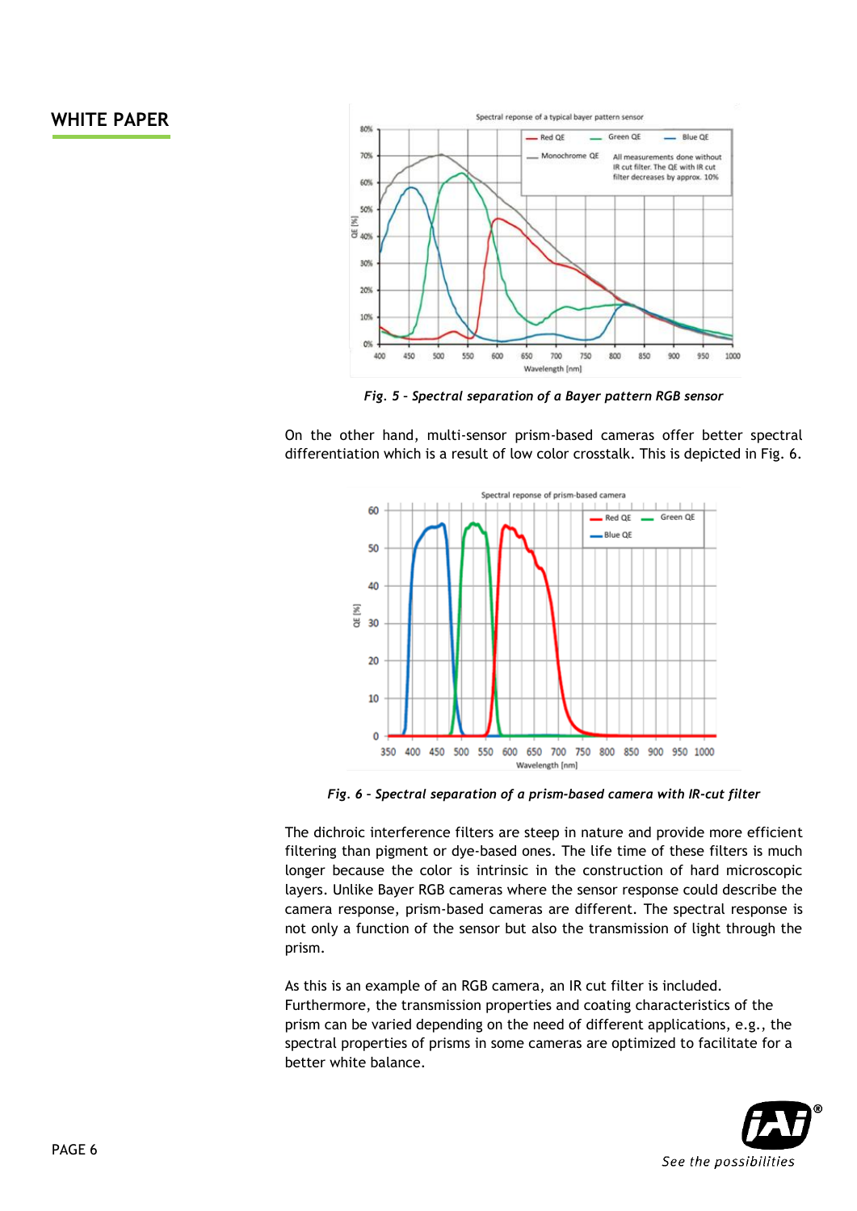*Fig. 5 – Spectral separation of a Bayer pattern RGB sensor*

On the other hand, multi-sensor prism-based cameras offer better spectral differentiation which is a result of low color crosstalk. This is depicted in Fig. 6.

*Fig. 6 – Spectral separation of a prism-based camera with IR-cut filter*

The dichroic interference filters are steep in nature and provide more efficient filtering than pigment or dye-based ones. The life time of these filters is much longer because the color is intrinsic in the construction of hard microscopic layers. Unlike Bayer RGB cameras where the sensor response could describe the camera response, prism-based cameras are different. The spectral response is not only a function of the sensor but also the transmission of light through the prism.

As this is an example of an RGB camera, an IR cut filter is included. Furthermore, the transmission properties and coating characteristics of the prism can be varied depending on the need of different applications, e.g., the spectral properties of prisms in some cameras are optimized to facilitate for a better white balance.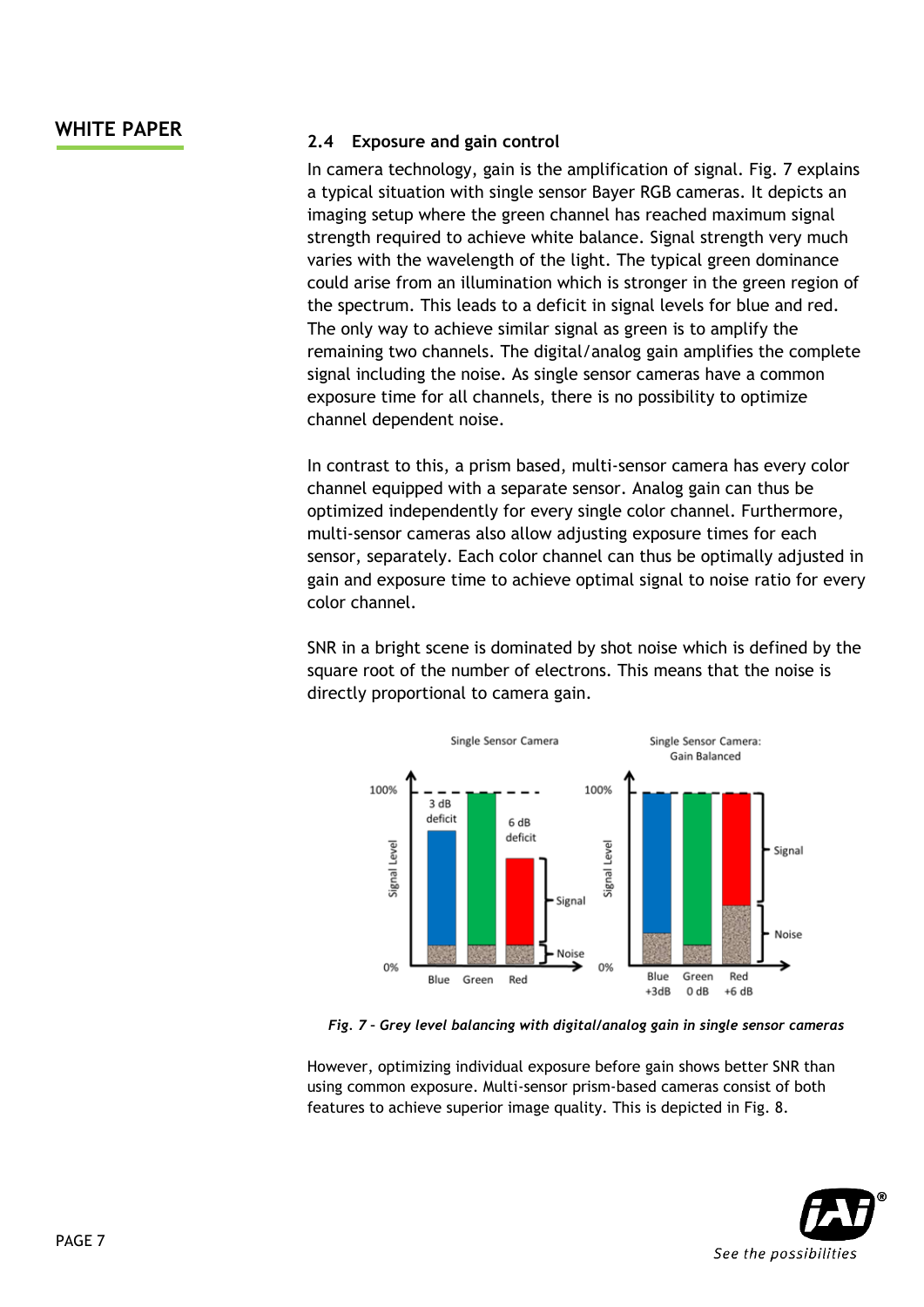## 2.4 Exposure and gain control

In camera technology, gain is the amplification of signal. Fig. 7 explains a typical situation with single sensor Bayer RGB cameras. It depicts an imaging setup where the green channel has reached maximum signal strength required to achieve white balance. Signal strength very much varies with the wavelength of the light. The typical green dominance could arise from an illumination which is stronger in the green region of the spectrum. This leads to a deficit in signal levels for blue and red. The only way to achieve similar signal as green is to amplify the remaining two channels. The digital/analog gain amplifies the complete signal including the noise. As single sensor cameras have a common exposure time for all channels, there is no possibility to optimize channel dependent noise.

In contrast to this, a prism based, multi-sensor camera has every color channel equipped with a separate sensor. Analog gain can thus be optimized independently for every single color channel. Furthermore, multi-sensor cameras also allow adjusting exposure times for each sensor, separately. Each color channel can thus be optimally adjusted in gain and exposure time to achieve optimal signal to noise ratio for every color channel.

SNR in a bright scene is dominated by shot noise which is defined by the square root of the number of electrons. This means that the noise is directly proportional to camera gain.

*Fig. 7 – Grey level balancing with digital/analog gain in single sensor cameras*

However, optimizing individual exposure before gain shows better SNR than using common exposure. Multi-sensor prism-based cameras consist of both features to achieve superior image quality. This is depicted in Fig. 8.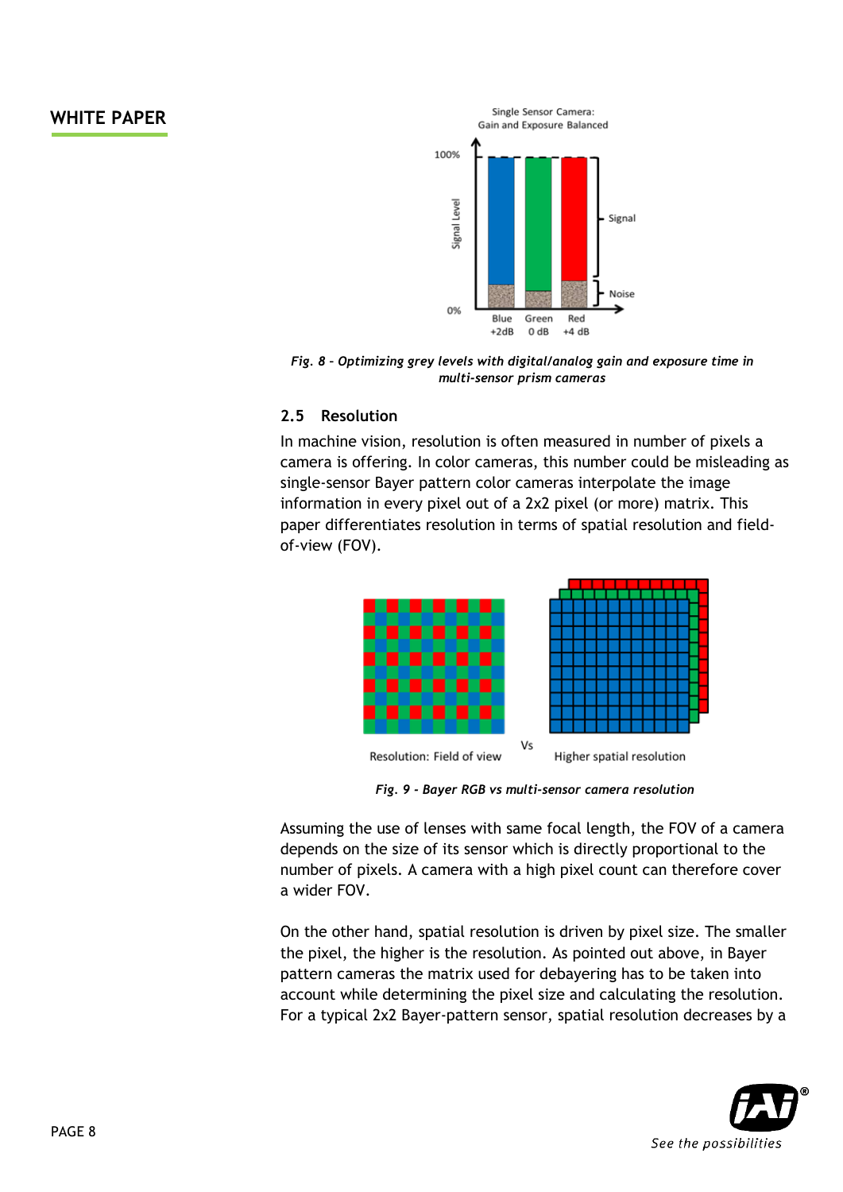Fig. 8 – *Optimizing grey levels with digital/analog gain and exposure time in multi-sensor prism cameras*

### 2.5 Resolution

In machine vision, resolution is often measured in number of pixels a camera is offering. In color cameras, this number could be misleading as single-sensor Bayer pattern color cameras interpolate the image information in every pixel out of a 2x2 pixel (or more) matrix. This paper differentiates resolution in terms of spatial resolution and field-of-view (FOV).

*Fig. 9 - Bayer RGB vs multi-sensor camera resolution*

Assuming the use of lenses with same focal length, the FOV of a camera depends on the size of its sensor which is directly proportional to the number of pixels. A camera with a high pixel count can therefore cover a wider FOV.

On the other hand, spatial resolution is driven by pixel size. The smaller the pixel, the higher is the resolution. As pointed out above, in Bayer pattern cameras the matrix used for debayering has to be taken into account while determining the pixel size and calculating the resolution. For a typical 2x2 Bayer-pattern sensor, spatial resolution decreases by a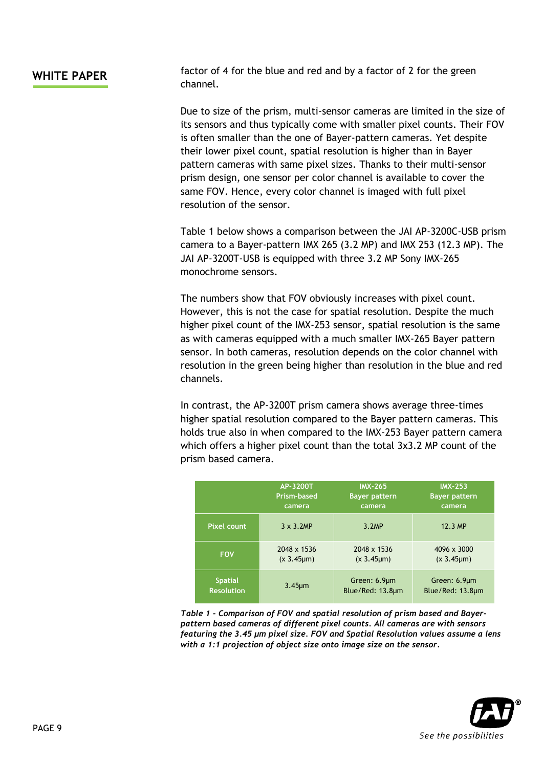factor of 4 for the blue and red and by a factor of 2 for the green channel.

Due to size of the prism, multi-sensor cameras are limited in the size of its sensors and thus typically come with smaller pixel counts. Their FOV is often smaller than the one of Bayer-pattern cameras. Yet despite their lower pixel count, spatial resolution is higher than in Bayer pattern cameras with same pixel sizes. Thanks to their multi-sensor prism design, one sensor per color channel is available to cover the same FOV. Hence, every color channel is imaged with full pixel resolution of the sensor.

Table 1 below shows a comparison between the JAI AP-3200C-USB prism camera to a Bayer-pattern IMX 265 (3.2 MP) and IMX 253 (12.3 MP). The JAI AP-3200T-USB is equipped with three 3.2 MP Sony IMX-265 monochrome sensors.

The numbers show that FOV obviously increases with pixel count. However, this is not the case for spatial resolution. Despite the much higher pixel count of the IMX-253 sensor, spatial resolution is the same as with cameras equipped with a much smaller IMX-265 Bayer pattern sensor. In both cameras, resolution depends on the color channel with resolution in the green being higher than resolution in the blue and red channels.

In contrast, the AP-3200T prism camera shows average three-times higher spatial resolution compared to the Bayer pattern cameras. This holds true also in when compared to the IMX-253 Bayer pattern camera which offers a higher pixel count than the total 3x3.2 MP count of the prism based camera.

| | AP-3200T Prism-based camera | IMX-265 Bayer pattern camera | IMX-253 Bayer pattern camera |
|---|---|---|---|
| Pixel count | 3 x 3.2MP | 3.2MP | 12.3 MP |
| FOV | 2048 x 1536 (x 3.45µm) | 2048 x 1536 (x 3.45µm) | 4096 x 3000 (x 3.45µm) |
| Spatial Resolution | 3.45µm | Green: 6.9µm Blue/Red: 13.8µm | Green: 6.9µm Blue/Red: 13.8µm |

***Table 1 - Comparison of FOV and spatial resolution of prism based and Bayer-pattern based cameras of different pixel counts. All cameras are with sensors featuring the 3.45 µm pixel size. FOV and Spatial Resolution values assume a lens with a 1:1 projection of object size onto image size on the sensor.***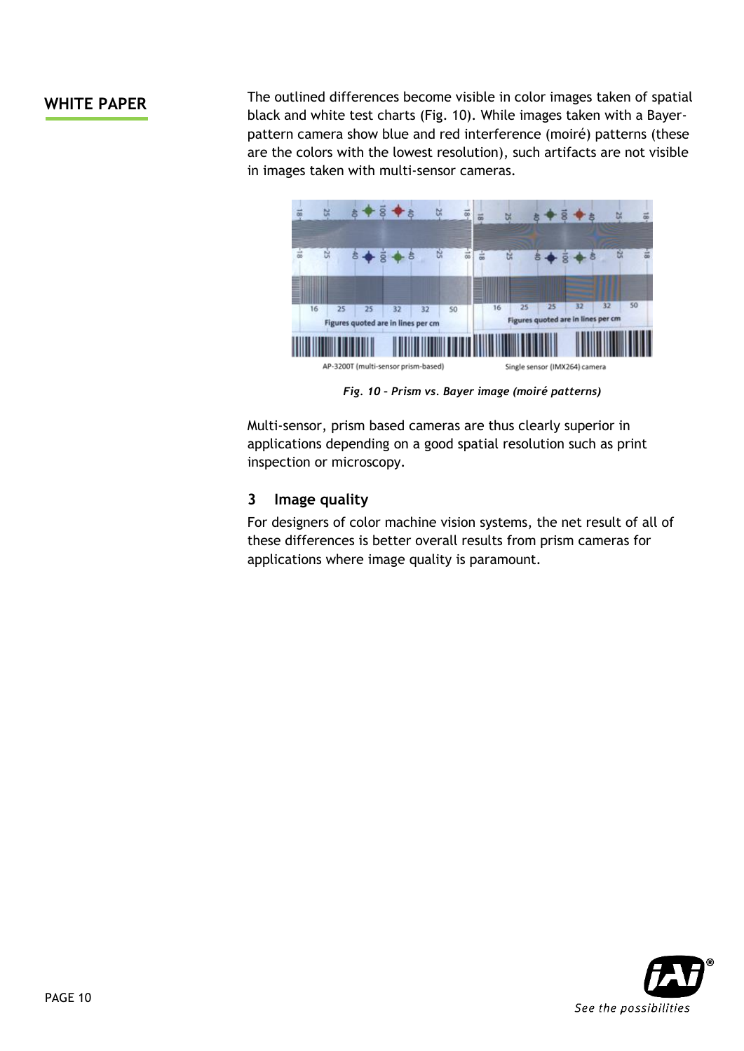The outlined differences become visible in color images taken of spatial black and white test charts (Fig. 10). While images taken with a Bayer-pattern camera show blue and red interference (moiré) patterns (these are the colors with the lowest resolution), such artifacts are not visible in images taken with multi-sensor cameras.

*Fig. 10 – Prism vs. Bayer image (moiré patterns)*

Multi-sensor, prism based cameras are thus clearly superior in applications depending on a good spatial resolution such as print inspection or microscopy.

## 3 Image quality

For designers of color machine vision systems, the net result of all of these differences is better overall results from prism cameras for applications where image quality is paramount.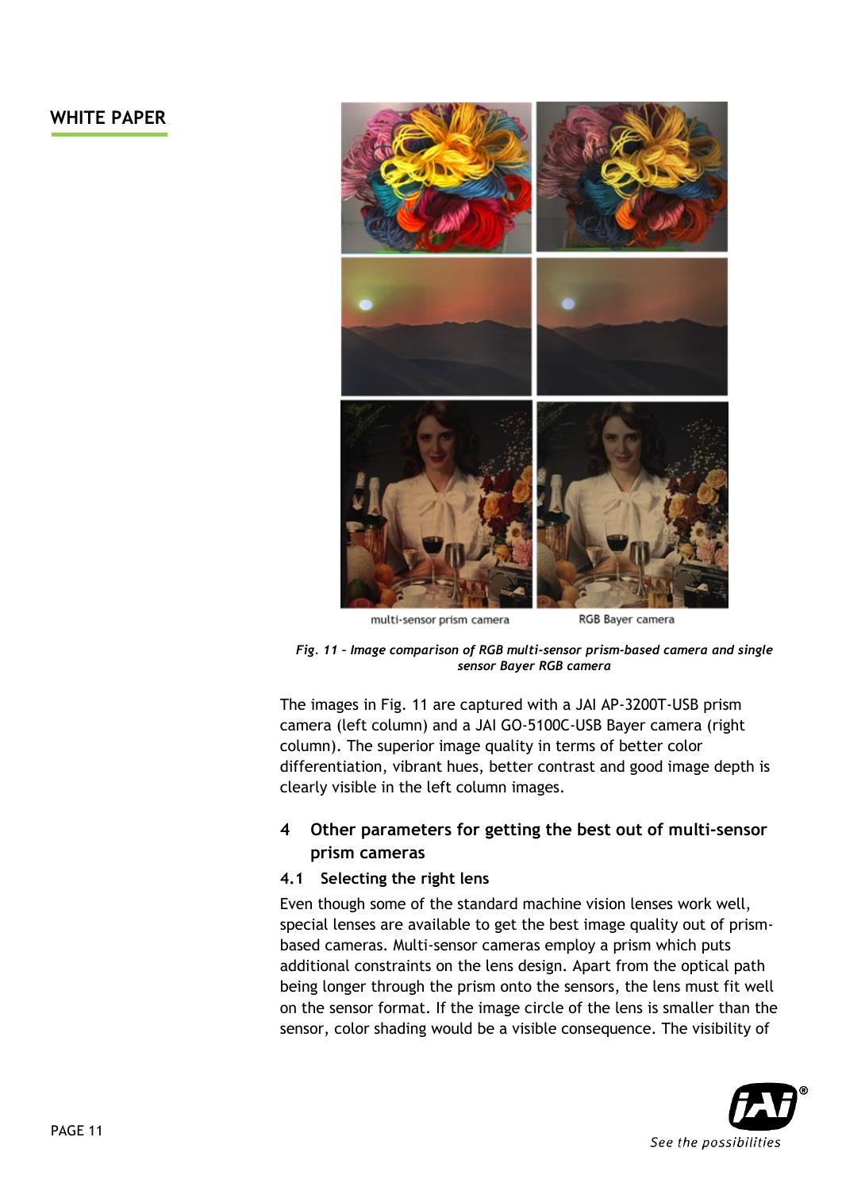multi-sensor prism camera

RGB Bayer camera

*Fig. 11 – Image comparison of RGB multi-sensor prism-based camera and single sensor Bayer RGB camera*

The images in Fig. 11 are captured with a JAI AP-3200T-USB prism camera (left column) and a JAI GO-5100C-USB Bayer camera (right column). The superior image quality in terms of better color differentiation, vibrant hues, better contrast and good image depth is clearly visible in the left column images.

## 4 Other parameters for getting the best out of multi-sensor prism cameras

### 4.1 Selecting the right lens

Even though some of the standard machine vision lenses work well, special lenses are available to get the best image quality out of prism-based cameras. Multi-sensor cameras employ a prism which puts additional constraints on the lens design. Apart from the optical path being longer through the prism onto the sensors, the lens must fit well on the sensor format. If the image circle of the lens is smaller than the sensor, color shading would be a visible consequence. The visibility of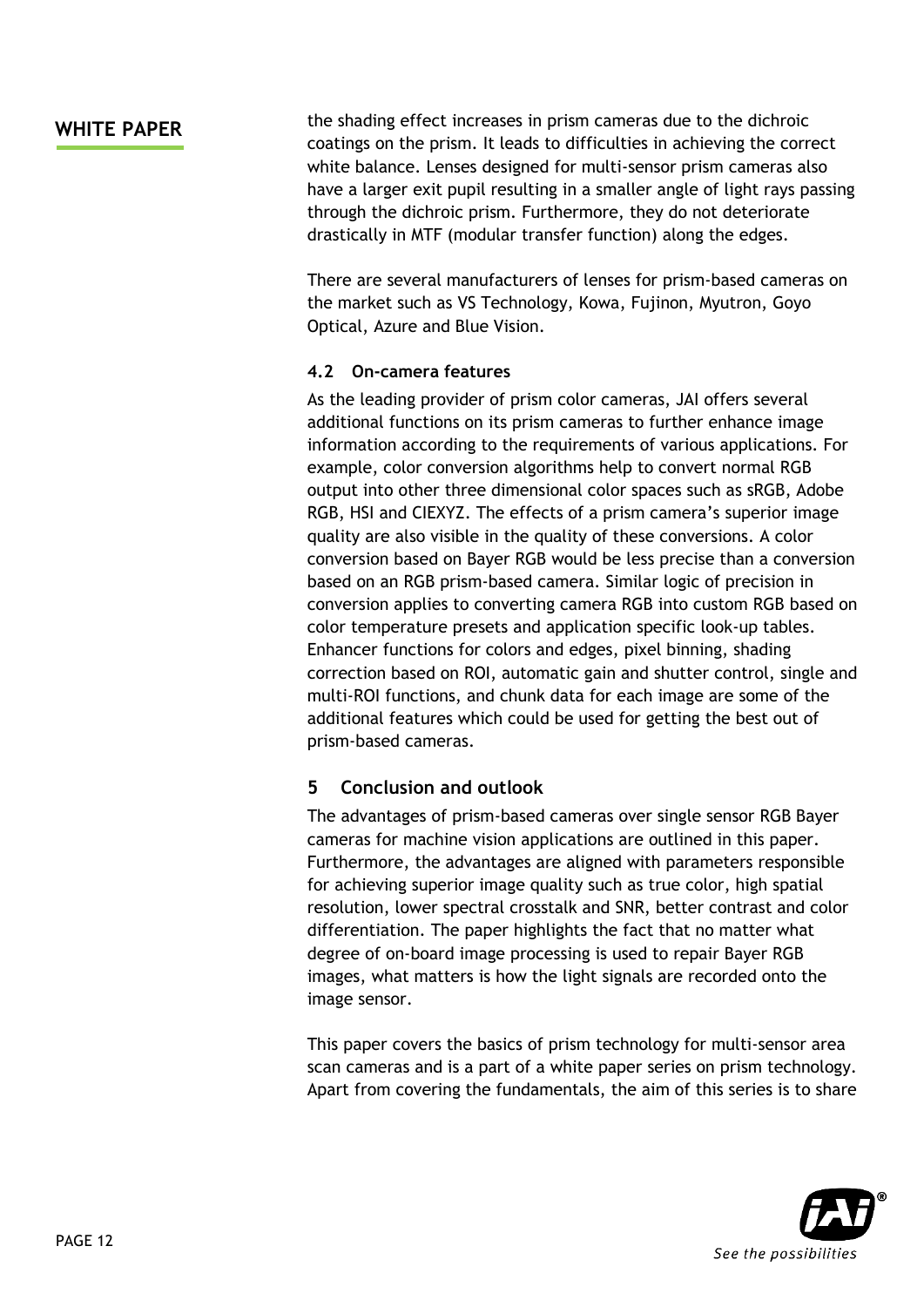the shading effect increases in prism cameras due to the dichroic coatings on the prism. It leads to difficulties in achieving the correct white balance. Lenses designed for multi-sensor prism cameras also have a larger exit pupil resulting in a smaller angle of light rays passing through the dichroic prism. Furthermore, they do not deteriorate drastically in MTF (modular transfer function) along the edges.

There are several manufacturers of lenses for prism-based cameras on the market such as VS Technology, Kowa, Fujinon, Myutron, Goyo Optical, Azure and Blue Vision.

### 4.2 On-camera features

As the leading provider of prism color cameras, JAI offers several additional functions on its prism cameras to further enhance image information according to the requirements of various applications. For example, color conversion algorithms help to convert normal RGB output into other three dimensional color spaces such as sRGB, Adobe RGB, HSI and CIEXYZ. The effects of a prism camera's superior image quality are also visible in the quality of these conversions. A color conversion based on Bayer RGB would be less precise than a conversion based on an RGB prism-based camera. Similar logic of precision in conversion applies to converting camera RGB into custom RGB based on color temperature presets and application specific look-up tables. Enhancer functions for colors and edges, pixel binning, shading correction based on ROI, automatic gain and shutter control, single and multi-ROI functions, and chunk data for each image are some of the additional features which could be used for getting the best out of prism-based cameras.

## 5 Conclusion and outlook

The advantages of prism-based cameras over single sensor RGB Bayer cameras for machine vision applications are outlined in this paper. Furthermore, the advantages are aligned with parameters responsible for achieving superior image quality such as true color, high spatial resolution, lower spectral crosstalk and SNR, better contrast and color differentiation. The paper highlights the fact that no matter what degree of on-board image processing is used to repair Bayer RGB images, what matters is how the light signals are recorded onto the image sensor.

This paper covers the basics of prism technology for multi-sensor area scan cameras and is a part of a white paper series on prism technology. Apart from covering the fundamentals, the aim of this series is to share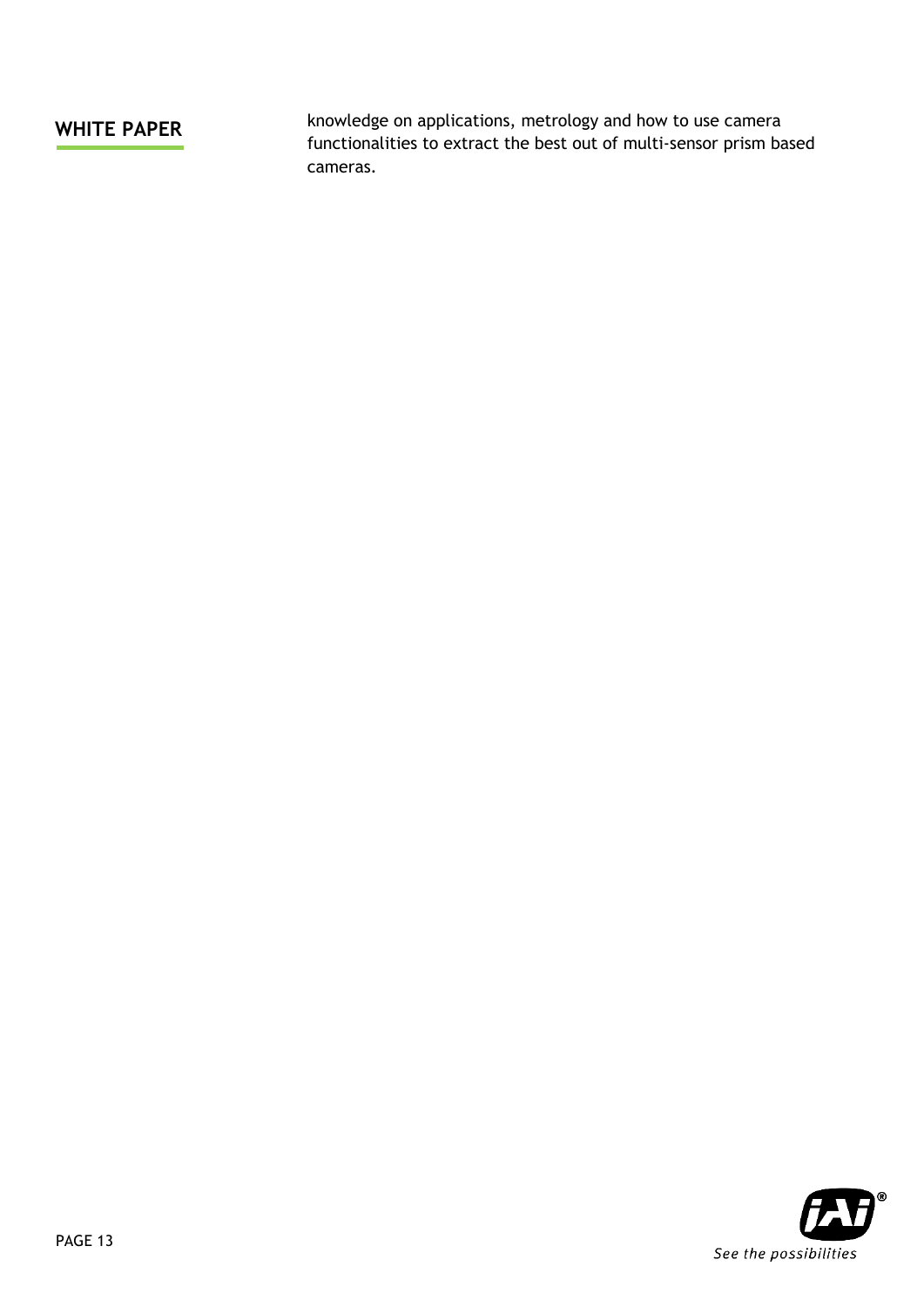knowledge on applications, metrology and how to use camera functionalities to extract the best out of multi-sensor prism based cameras.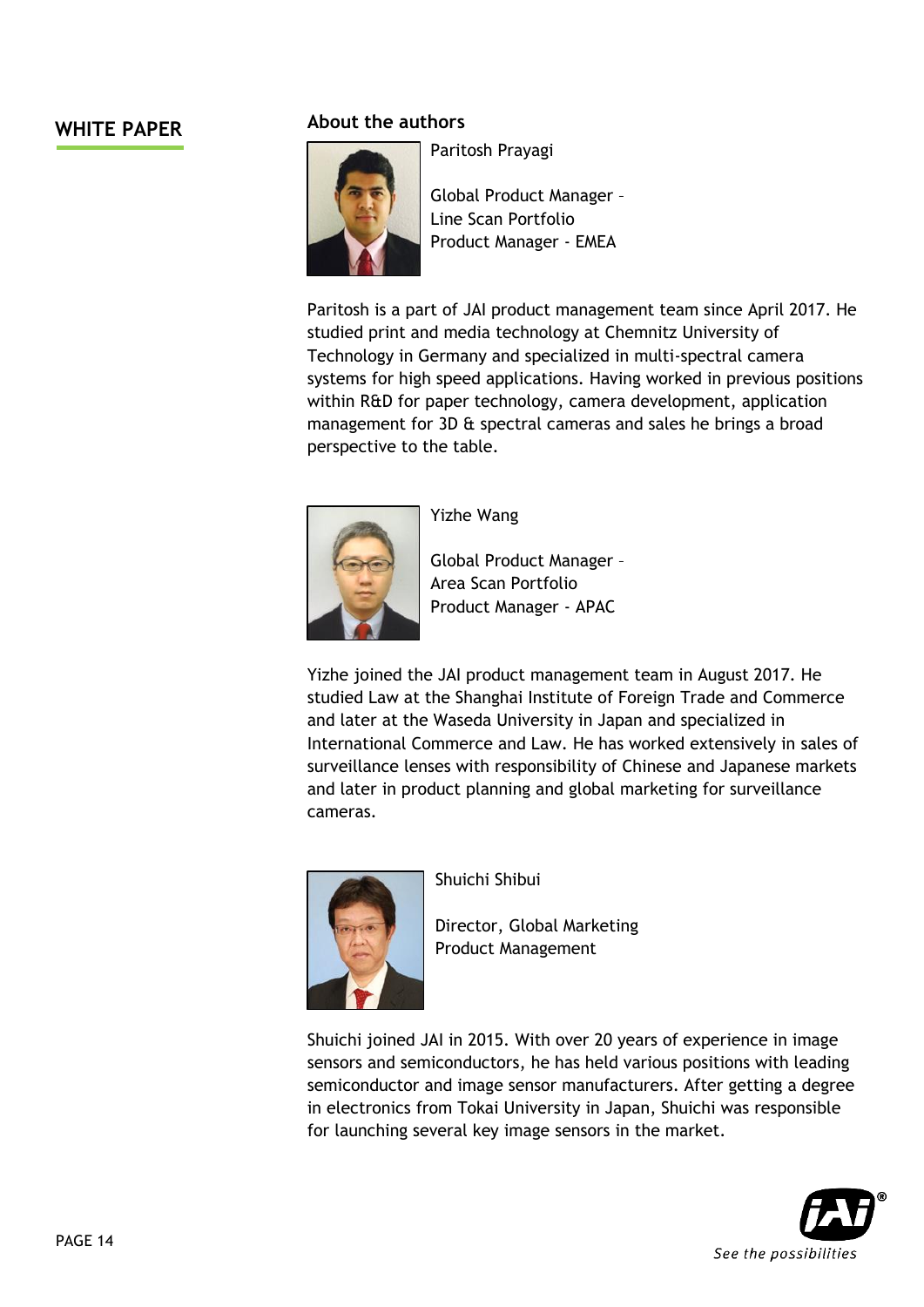## About the authors

Paritosh Prayagi

Global Product Manager – Line Scan Portfolio
Product Manager - EMEA

Paritosh is a part of JAI product management team since April 2017. He studied print and media technology at Chemnitz University of Technology in Germany and specialized in multi-spectral camera systems for high speed applications. Having worked in previous positions within R&D for paper technology, camera development, application management for 3D & spectral cameras and sales he brings a broad perspective to the table.

Yizhe Wang

Global Product Manager – Area Scan Portfolio
Product Manager - APAC

Yizhe joined the JAI product management team in August 2017. He studied Law at the Shanghai Institute of Foreign Trade and Commerce and later at the Waseda University in Japan and specialized in International Commerce and Law. He has worked extensively in sales of surveillance lenses with responsibility of Chinese and Japanese markets and later in product planning and global marketing for surveillance cameras.

Shuichi Shibui

Director, Global Marketing
Product Management

Shuichi joined JAI in 2015. With over 20 years of experience in image sensors and semiconductors, he has held various positions with leading semiconductor and image sensor manufacturers. After getting a degree in electronics from Tokai University in Japan, Shuichi was responsible for launching several key image sensors in the market.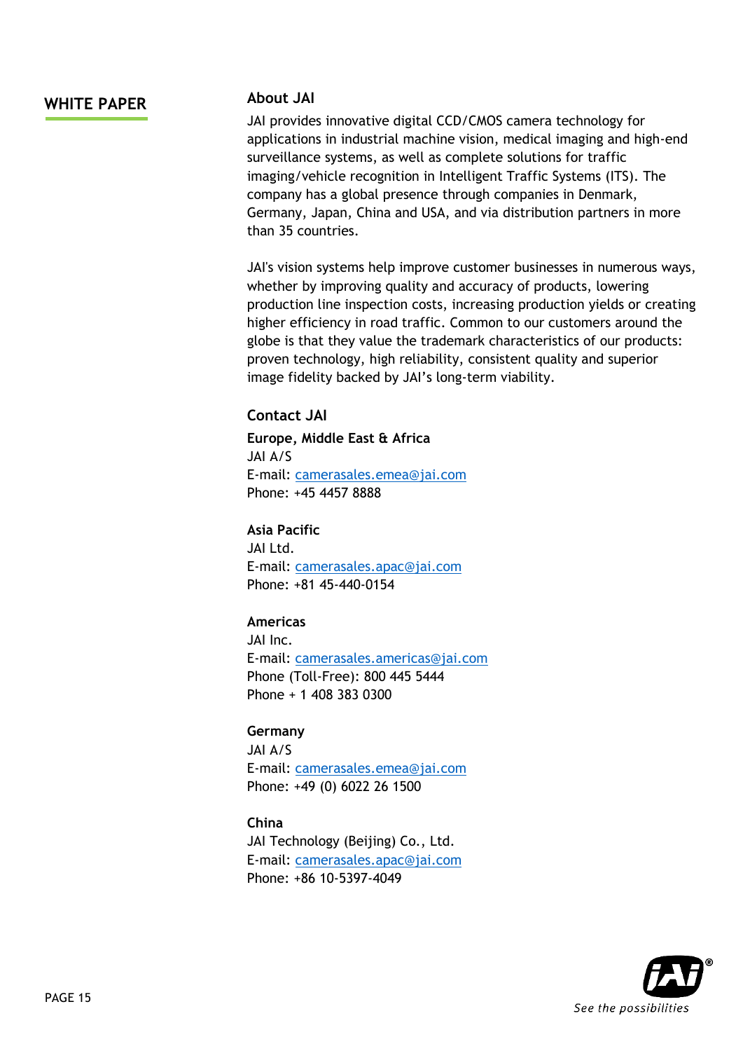## About JAI

JAI provides innovative digital CCD/CMOS camera technology for applications in industrial machine vision, medical imaging and high-end surveillance systems, as well as complete solutions for traffic imaging/vehicle recognition in Intelligent Traffic Systems (ITS). The company has a global presence through companies in Denmark, Germany, Japan, China and USA, and via distribution partners in more than 35 countries.

JAI's vision systems help improve customer businesses in numerous ways, whether by improving quality and accuracy of products, lowering production line inspection costs, increasing production yields or creating higher efficiency in road traffic. Common to our customers around the globe is that they value the trademark characteristics of our products: proven technology, high reliability, consistent quality and superior image fidelity backed by JAI's long-term viability.

## Contact JAI

**Europe, Middle East & Africa**
JAI A/S
E-mail: camerasales.emea@jai.com
Phone: +45 4457 8888

**Asia Pacific**
JAI Ltd.
E-mail: camerasales.apac@jai.com
Phone: +81 45-440-0154

**Americas**
JAI Inc.
E-mail: camerasales.americas@jai.com
Phone (Toll-Free): 800 445 5444
Phone + 1 408 383 0300

**Germany**
JAI A/S
E-mail: camerasales.emea@jai.com
Phone: +49 (0) 6022 26 1500

**China**
JAI Technology (Beijing) Co., Ltd.
E-mail: camerasales.apac@jai.com
Phone: +86 10-5397-4049

*See the possibilities*